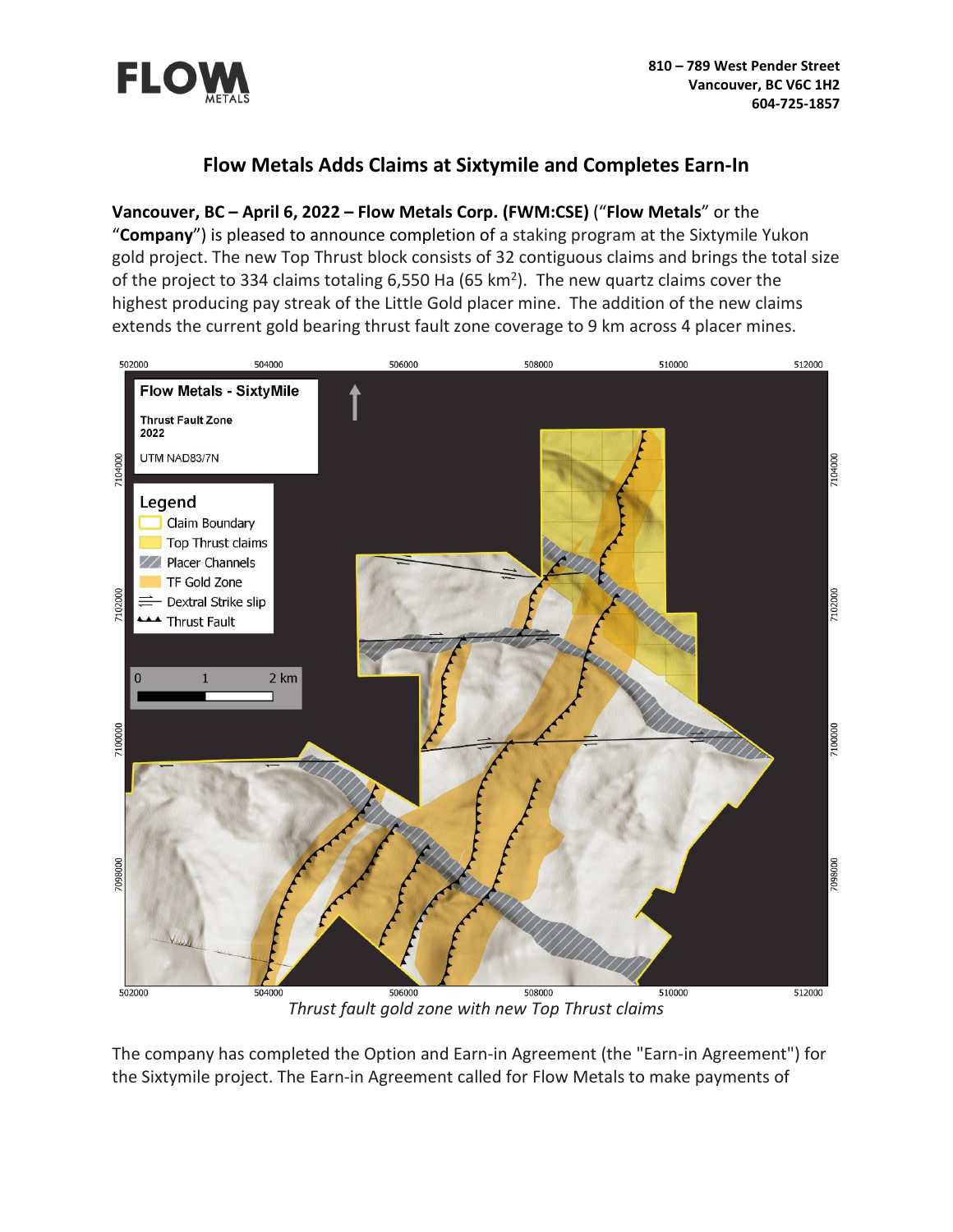# Flow Metals Adds Claims at Sixtymile and Completes Earn-In

**Vancouver, BC – April 6, 2022 – Flow Metals Corp. (FWM:CSE)** ("**Flow Metals**" or the "**Company**") is pleased to announce completion of a staking program at the Sixtymile Yukon gold project. The new Top Thrust block consists of 32 contiguous claims and brings the total size of the project to 334 claims totaling 6,550 Ha (65 km$^2$). The new quartz claims cover the highest producing pay streak of the Little Gold placer mine. The addition of the new claims extends the current gold bearing thrust fault zone coverage to 9 km across 4 placer mines.

*Thrust fault gold zone with new Top Thrust claims*

The company has completed the Option and Earn-in Agreement (the "Earn-in Agreement") for the Sixtymile project. The Earn-in Agreement called for Flow Metals to make payments of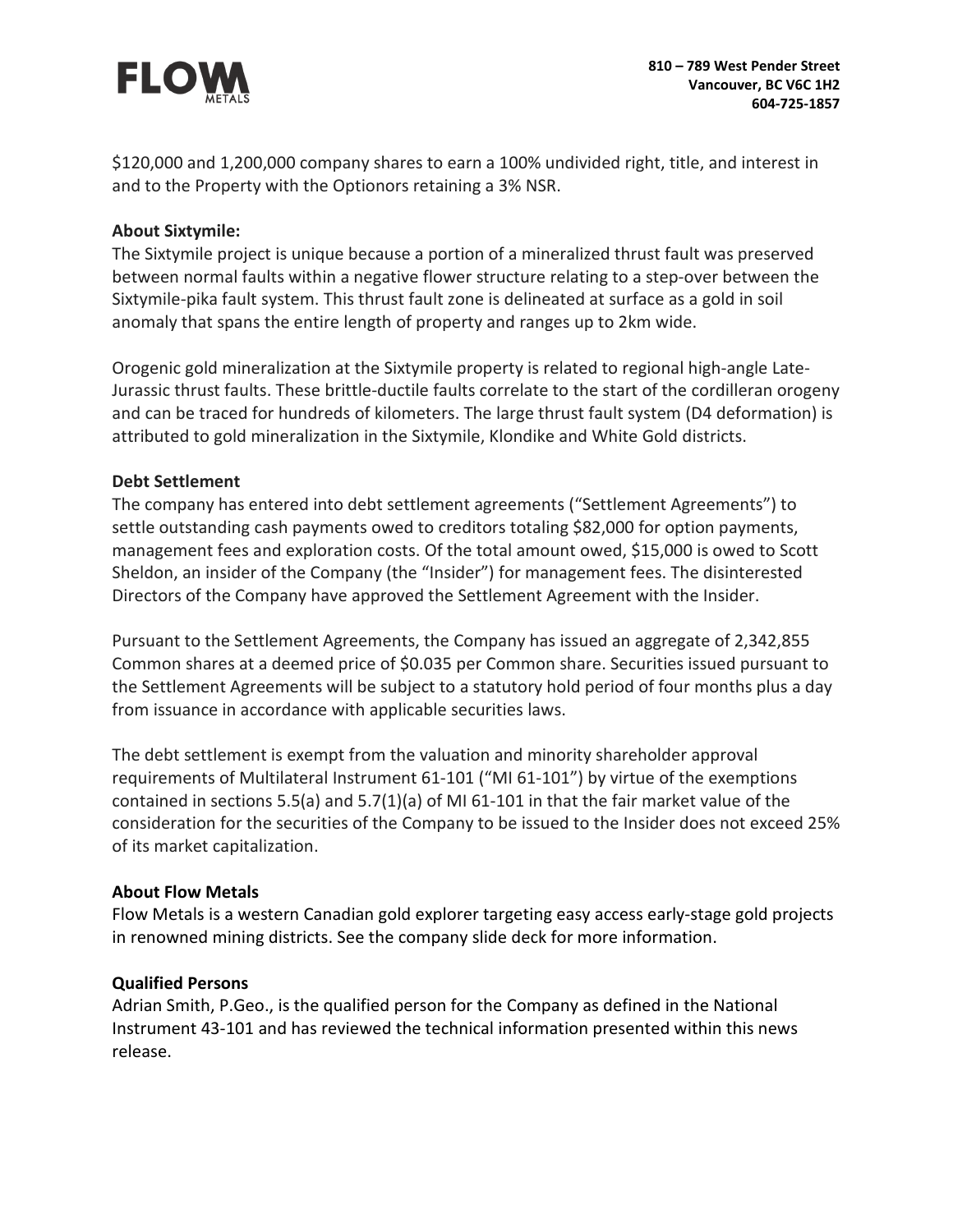$120,000 and 1,200,000 company shares to earn a 100% undivided right, title, and interest in and to the Property with the Optionors retaining a 3% NSR.

**About Sixtymile:**

The Sixtymile project is unique because a portion of a mineralized thrust fault was preserved between normal faults within a negative flower structure relating to a step-over between the Sixtymile-pika fault system. This thrust fault zone is delineated at surface as a gold in soil anomaly that spans the entire length of property and ranges up to 2km wide.

Orogenic gold mineralization at the Sixtymile property is related to regional high-angle Late-Jurassic thrust faults. These brittle-ductile faults correlate to the start of the cordilleran orogeny and can be traced for hundreds of kilometers. The large thrust fault system (D4 deformation) is attributed to gold mineralization in the Sixtymile, Klondike and White Gold districts.

**Debt Settlement**

The company has entered into debt settlement agreements ("Settlement Agreements") to settle outstanding cash payments owed to creditors totaling $82,000 for option payments, management fees and exploration costs. Of the total amount owed, $15,000 is owed to Scott Sheldon, an insider of the Company (the "Insider") for management fees. The disinterested Directors of the Company have approved the Settlement Agreement with the Insider.

Pursuant to the Settlement Agreements, the Company has issued an aggregate of 2,342,855 Common shares at a deemed price of $0.035 per Common share. Securities issued pursuant to the Settlement Agreements will be subject to a statutory hold period of four months plus a day from issuance in accordance with applicable securities laws.

The debt settlement is exempt from the valuation and minority shareholder approval requirements of Multilateral Instrument 61-101 ("MI 61-101") by virtue of the exemptions contained in sections 5.5(a) and 5.7(1)(a) of MI 61-101 in that the fair market value of the consideration for the securities of the Company to be issued to the Insider does not exceed 25% of its market capitalization.

**About Flow Metals**

Flow Metals is a western Canadian gold explorer targeting easy access early-stage gold projects in renowned mining districts. See the company slide deck for more information.

**Qualified Persons**

Adrian Smith, P.Geo., is the qualified person for the Company as defined in the National Instrument 43-101 and has reviewed the technical information presented within this news release.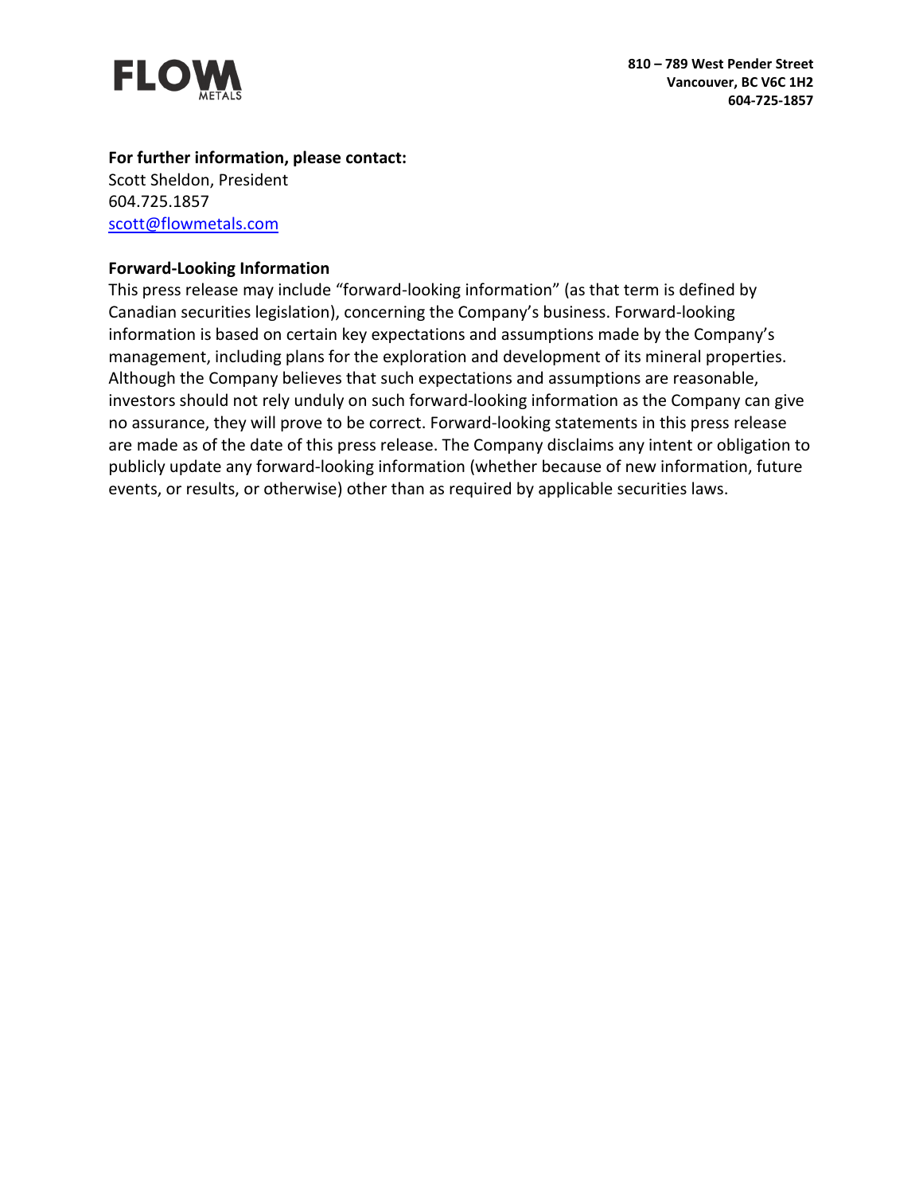**For further information, please contact:**
Scott Sheldon, President
604.725.1857
scott@flowmetals.com

**Forward-Looking Information**

This press release may include "forward-looking information" (as that term is defined by Canadian securities legislation), concerning the Company's business. Forward-looking information is based on certain key expectations and assumptions made by the Company's management, including plans for the exploration and development of its mineral properties. Although the Company believes that such expectations and assumptions are reasonable, investors should not rely unduly on such forward-looking information as the Company can give no assurance, they will prove to be correct. Forward-looking statements in this press release are made as of the date of this press release. The Company disclaims any intent or obligation to publicly update any forward-looking information (whether because of new information, future events, or results, or otherwise) other than as required by applicable securities laws.